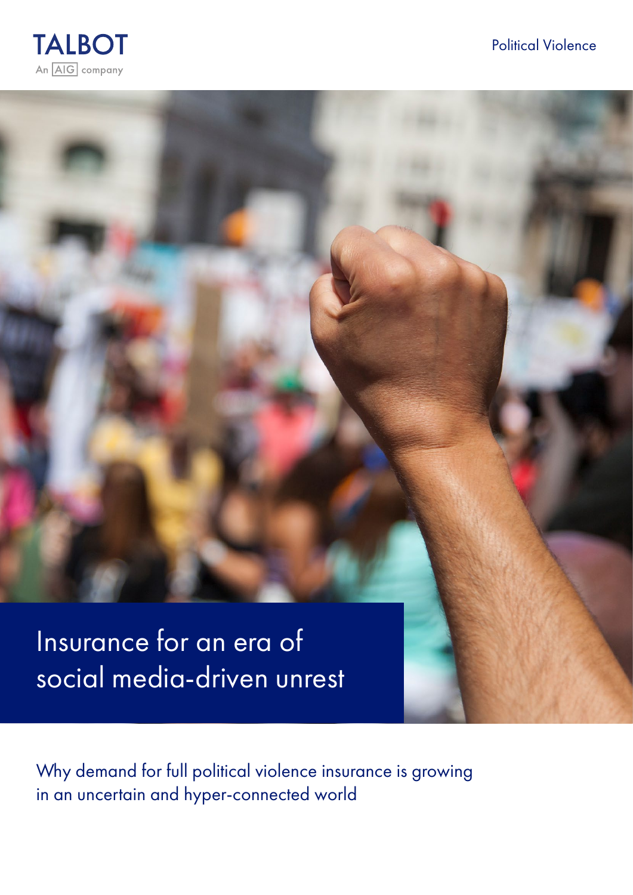TALBOT

An AIG company

Political Violence

# Insurance for an era of social media-driven unrest

Why demand for full political violence insurance is growing in an uncertain and hyper-connected world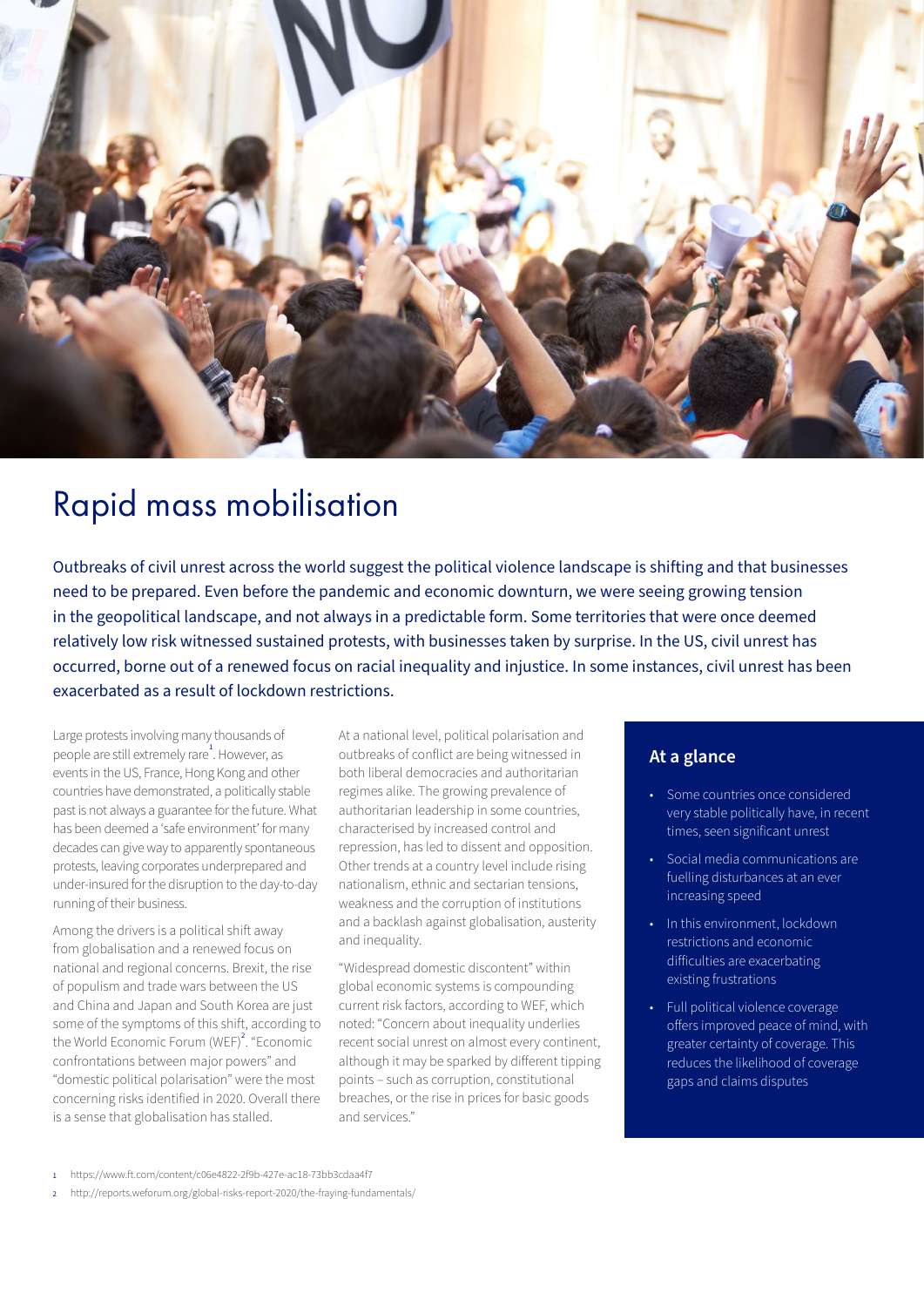# Rapid mass mobilisation

Outbreaks of civil unrest across the world suggest the political violence landscape is shifting and that businesses need to be prepared. Even before the pandemic and economic downturn, we were seeing growing tension in the geopolitical landscape, and not always in a predictable form. Some territories that were once deemed relatively low risk witnessed sustained protests, with businesses taken by surprise. In the US, civil unrest has occurred, borne out of a renewed focus on racial inequality and injustice. In some instances, civil unrest has been exacerbated as a result of lockdown restrictions.

Large protests involving many thousands of people are still extremely rare[1]. However, as events in the US, France, Hong Kong and other countries have demonstrated, a politically stable past is not always a guarantee for the future. What has been deemed a 'safe environment' for many decades can give way to apparently spontaneous protests, leaving corporates underprepared and under-insured for the disruption to the day-to-day running of their business.

Among the drivers is a political shift away from globalisation and a renewed focus on national and regional concerns. Brexit, the rise of populism and trade wars between the US and China and Japan and South Korea are just some of the symptoms of this shift, according to the World Economic Forum (WEF)[2]. "Economic confrontations between major powers" and "domestic political polarisation" were the most concerning risks identified in 2020. Overall there is a sense that globalisation has stalled.

At a national level, political polarisation and outbreaks of conflict are being witnessed in both liberal democracies and authoritarian regimes alike. The growing prevalence of authoritarian leadership in some countries, characterised by increased control and repression, has led to dissent and opposition. Other trends at a country level include rising nationalism, ethnic and sectarian tensions, weakness and the corruption of institutions and a backlash against globalisation, austerity and inequality.

"Widespread domestic discontent" within global economic systems is compounding current risk factors, according to WEF, which noted: "Concern about inequality underlies recent social unrest on almost every continent, although it may be sparked by different tipping points – such as corruption, constitutional breaches, or the rise in prices for basic goods and services."

## At a glance

- Some countries once considered very stable politically have, in recent times, seen significant unrest
- Social media communications are fuelling disturbances at an ever increasing speed
- In this environment, lockdown restrictions and economic difficulties are exacerbating existing frustrations
- Full political violence coverage offers improved peace of mind, with greater certainty of coverage. This reduces the likelihood of coverage gaps and claims disputes

1 https://www.ft.com/content/c06e4822-2f9b-427e-ac18-73bb3cdaa4f7

2 http://reports.weforum.org/global-risks-report-2020/the-fraying-fundamentals/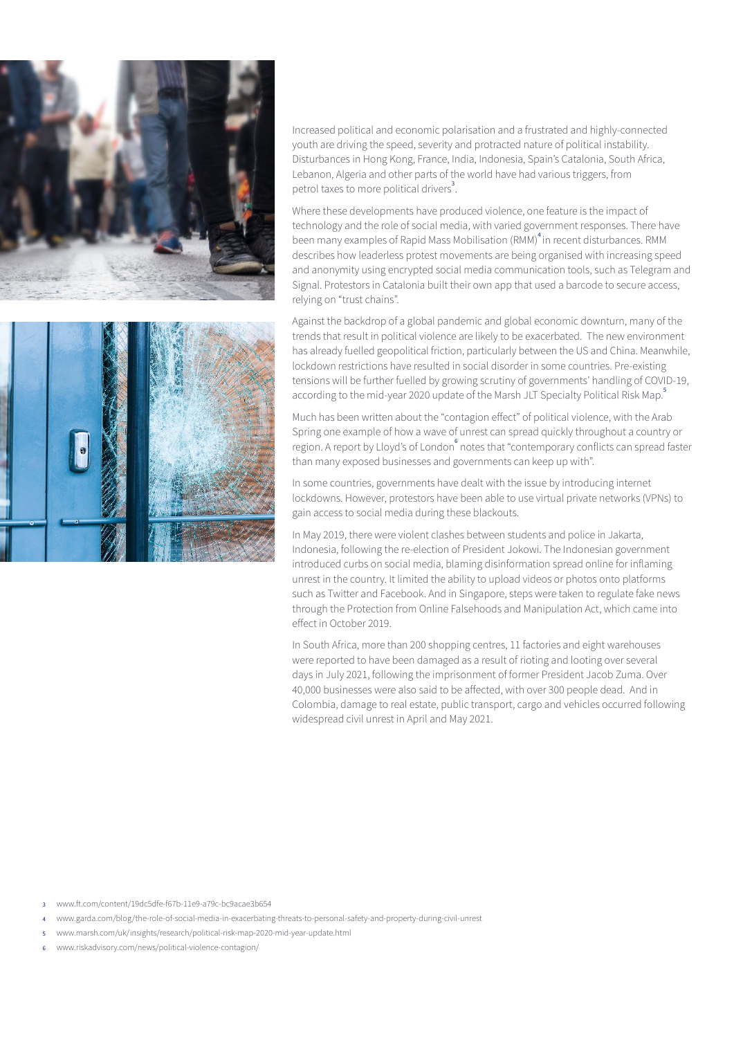Increased political and economic polarisation and a frustrated and highly-connected youth are driving the speed, severity and protracted nature of political instability. Disturbances in Hong Kong, France, India, Indonesia, Spain's Catalonia, South Africa, Lebanon, Algeria and other parts of the world have had various triggers, from petrol taxes to more political drivers[3].

Where these developments have produced violence, one feature is the impact of technology and the role of social media, with varied government responses. There have been many examples of Rapid Mass Mobilisation (RMM)[4] in recent disturbances. RMM describes how leaderless protest movements are being organised with increasing speed and anonymity using encrypted social media communication tools, such as Telegram and Signal. Protestors in Catalonia built their own app that used a barcode to secure access, relying on "trust chains".

Against the backdrop of a global pandemic and global economic downturn, many of the trends that result in political violence are likely to be exacerbated. The new environment has already fuelled geopolitical friction, particularly between the US and China. Meanwhile, lockdown restrictions have resulted in social disorder in some countries. Pre-existing tensions will be further fuelled by growing scrutiny of governments' handling of COVID-19, according to the mid-year 2020 update of the Marsh JLT Specialty Political Risk Map.[5]

Much has been written about the "contagion effect" of political violence, with the Arab Spring one example of how a wave of unrest can spread quickly throughout a country or region. A report by Lloyd's of London[6] notes that "contemporary conflicts can spread faster than many exposed businesses and governments can keep up with".

In some countries, governments have dealt with the issue by introducing internet lockdowns. However, protestors have been able to use virtual private networks (VPNs) to gain access to social media during these blackouts.

In May 2019, there were violent clashes between students and police in Jakarta, Indonesia, following the re-election of President Jokowi. The Indonesian government introduced curbs on social media, blaming disinformation spread online for inflaming unrest in the country. It limited the ability to upload videos or photos onto platforms such as Twitter and Facebook. And in Singapore, steps were taken to regulate fake news through the Protection from Online Falsehoods and Manipulation Act, which came into effect in October 2019.

In South Africa, more than 200 shopping centres, 11 factories and eight warehouses were reported to have been damaged as a result of rioting and looting over several days in July 2021, following the imprisonment of former President Jacob Zuma. Over 40,000 businesses were also said to be affected, with over 300 people dead. And in Colombia, damage to real estate, public transport, cargo and vehicles occurred following widespread civil unrest in April and May 2021.

3 www.ft.com/content/19dc5dfe-f67b-11e9-a79c-bc9acae3b654

4 www.garda.com/blog/the-role-of-social-media-in-exacerbating-threats-to-personal-safety-and-property-during-civil-unrest

5 www.marsh.com/uk/insights/research/political-risk-map-2020-mid-year-update.html

6 www.riskadvisory.com/news/political-violence-contagion/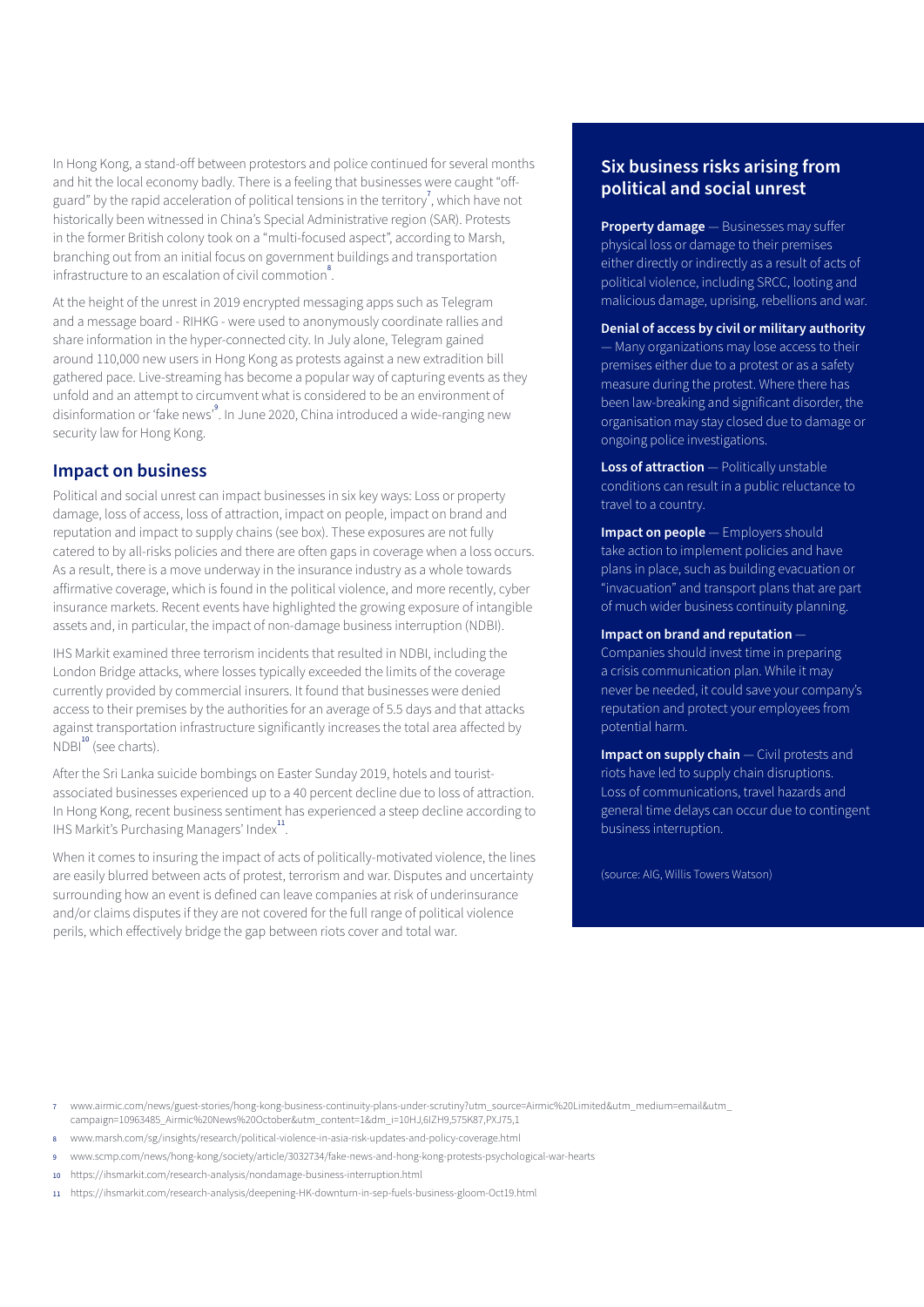In Hong Kong, a stand-off between protestors and police continued for several months and hit the local economy badly. There is a feeling that businesses were caught "off-guard" by the rapid acceleration of political tensions in the territory[7], which have not historically been witnessed in China's Special Administrative region (SAR). Protests in the former British colony took on a "multi-focused aspect", according to Marsh, branching out from an initial focus on government buildings and transportation infrastructure to an escalation of civil commotion[8].

At the height of the unrest in 2019 encrypted messaging apps such as Telegram and a message board - RIHKG - were used to anonymously coordinate rallies and share information in the hyper-connected city. In July alone, Telegram gained around 110,000 new users in Hong Kong as protests against a new extradition bill gathered pace. Live-streaming has become a popular way of capturing events as they unfold and an attempt to circumvent what is considered to be an environment of disinformation or 'fake news'[9]. In June 2020, China introduced a wide-ranging new security law for Hong Kong.

## Impact on business

Political and social unrest can impact businesses in six key ways: Loss or property damage, loss of access, loss of attraction, impact on people, impact on brand and reputation and impact to supply chains (see box). These exposures are not fully catered to by all-risks policies and there are often gaps in coverage when a loss occurs. As a result, there is a move underway in the insurance industry as a whole towards affirmative coverage, which is found in the political violence, and more recently, cyber insurance markets. Recent events have highlighted the growing exposure of intangible assets and, in particular, the impact of non-damage business interruption (NDBI).

IHS Markit examined three terrorism incidents that resulted in NDBI, including the London Bridge attacks, where losses typically exceeded the limits of the coverage currently provided by commercial insurers. It found that businesses were denied access to their premises by the authorities for an average of 5.5 days and that attacks against transportation infrastructure significantly increases the total area affected by NDBI[10] (see charts).

After the Sri Lanka suicide bombings on Easter Sunday 2019, hotels and tourist-associated businesses experienced up to a 40 percent decline due to loss of attraction. In Hong Kong, recent business sentiment has experienced a steep decline according to IHS Markit's Purchasing Managers' Index[11].

When it comes to insuring the impact of acts of politically-motivated violence, the lines are easily blurred between acts of protest, terrorism and war. Disputes and uncertainty surrounding how an event is defined can leave companies at risk of underinsurance and/or claims disputes if they are not covered for the full range of political violence perils, which effectively bridge the gap between riots cover and total war.

## Six business risks arising from political and social unrest

**Property damage** — Businesses may suffer physical loss or damage to their premises either directly or indirectly as a result of acts of political violence, including SRCC, looting and malicious damage, uprising, rebellions and war.

**Denial of access by civil or military authority** — Many organizations may lose access to their premises either due to a protest or as a safety measure during the protest. Where there has been law-breaking and significant disorder, the organisation may stay closed due to damage or ongoing police investigations.

**Loss of attraction** — Politically unstable conditions can result in a public reluctance to travel to a country.

**Impact on people** — Employers should take action to implement policies and have plans in place, such as building evacuation or "invacuation" and transport plans that are part of much wider business continuity planning.

**Impact on brand and reputation** — Companies should invest time in preparing a crisis communication plan. While it may never be needed, it could save your company's reputation and protect your employees from potential harm.

**Impact on supply chain** — Civil protests and riots have led to supply chain disruptions. Loss of communications, travel hazards and general time delays can occur due to contingent business interruption.

(source: AIG, Willis Towers Watson)

---

7 www.airmic.com/news/guest-stories/hong-kong-business-continuity-plans-under-scrutiny?utm_source=Airmic%20Limited&utm_medium=email&utm_campaign=10963485_Airmic%20News%20October&utm_content=1&dm_i=10HJ,6IZH9,575K87,PXJ75,1

8 www.marsh.com/sg/insights/research/political-violence-in-asia-risk-updates-and-policy-coverage.html

9 www.scmp.com/news/hong-kong/society/article/3032734/fake-news-and-hong-kong-protests-psychological-war-hearts

10 https://ihsmarkit.com/research-analysis/nondamage-business-interruption.html

11 https://ihsmarkit.com/research-analysis/deepening-HK-downturn-in-sep-fuels-business-gloom-Oct19.html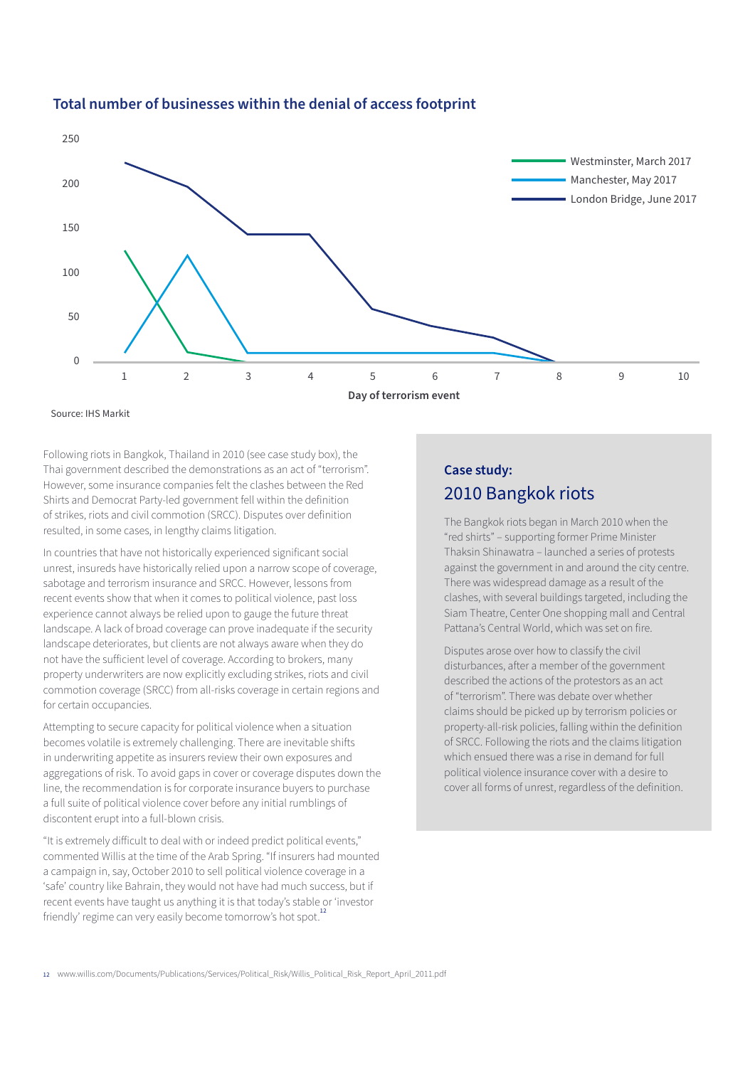### Total number of businesses within the denial of access footprint

Source: IHS Markit

Following riots in Bangkok, Thailand in 2010 (see case study box), the Thai government described the demonstrations as an act of "terrorism". However, some insurance companies felt the clashes between the Red Shirts and Democrat Party-led government fell within the definition of strikes, riots and civil commotion (SRCC). Disputes over definition resulted, in some cases, in lengthy claims litigation.

In countries that have not historically experienced significant social unrest, insureds have historically relied upon a narrow scope of coverage, sabotage and terrorism insurance and SRCC. However, lessons from recent events show that when it comes to political violence, past loss experience cannot always be relied upon to gauge the future threat landscape. A lack of broad coverage can prove inadequate if the security landscape deteriorates, but clients are not always aware when they do not have the sufficient level of coverage. According to brokers, many property underwriters are now explicitly excluding strikes, riots and civil commotion coverage (SRCC) from all-risks coverage in certain regions and for certain occupancies.

Attempting to secure capacity for political violence when a situation becomes volatile is extremely challenging. There are inevitable shifts in underwriting appetite as insurers review their own exposures and aggregations of risk. To avoid gaps in cover or coverage disputes down the line, the recommendation is for corporate insurance buyers to purchase a full suite of political violence cover before any initial rumblings of discontent erupt into a full-blown crisis.

"It is extremely difficult to deal with or indeed predict political events," commented Willis at the time of the Arab Spring. "If insurers had mounted a campaign in, say, October 2010 to sell political violence coverage in a 'safe' country like Bahrain, they would not have had much success, but if recent events have taught us anything it is that today's stable or 'investor friendly' regime can very easily become tomorrow's hot spot."[12]

**Case study:**

## 2010 Bangkok riots

The Bangkok riots began in March 2010 when the "red shirts" – supporting former Prime Minister Thaksin Shinawatra – launched a series of protests against the government in and around the city centre. There was widespread damage as a result of the clashes, with several buildings targeted, including the Siam Theatre, Center One shopping mall and Central Pattana's Central World, which was set on fire.

Disputes arose over how to classify the civil disturbances, after a member of the government described the actions of the protestors as an act of "terrorism". There was debate over whether claims should be picked up by terrorism policies or property-all-risk policies, falling within the definition of SRCC. Following the riots and the claims litigation which ensued there was a rise in demand for full political violence insurance cover with a desire to cover all forms of unrest, regardless of the definition.

[12] www.willis.com/Documents/Publications/Services/Political_Risk/Willis_Political_Risk_Report_April_2011.pdf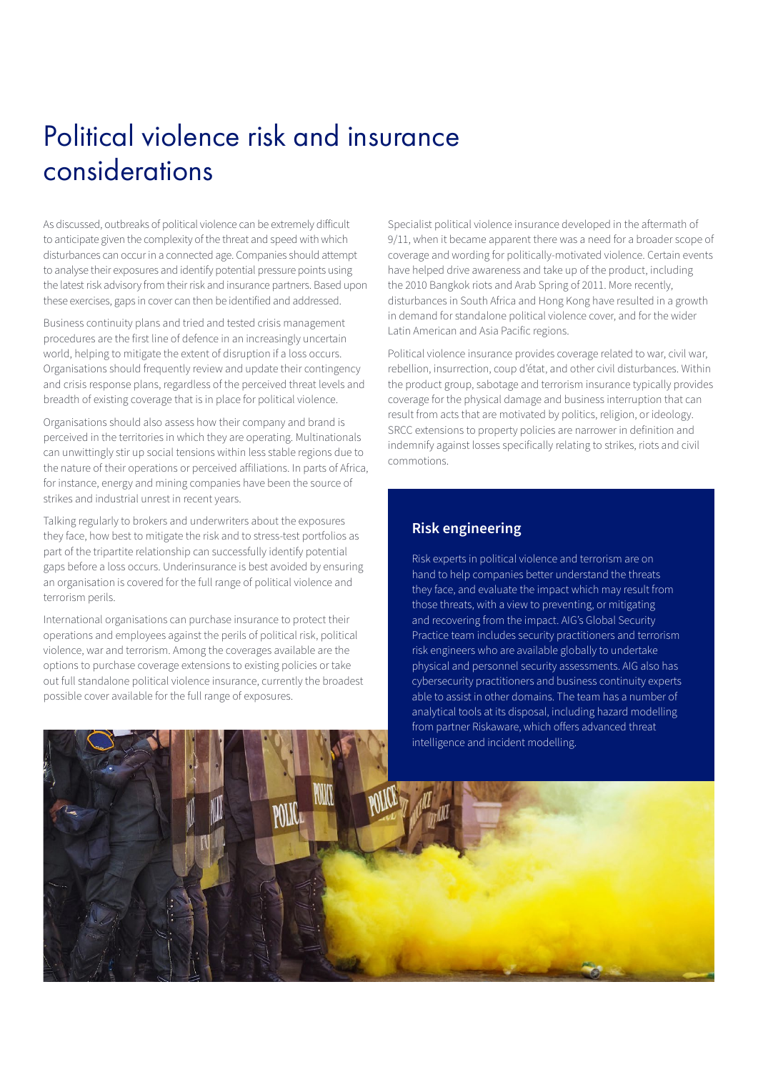# Political violence risk and insurance considerations

As discussed, outbreaks of political violence can be extremely difficult to anticipate given the complexity of the threat and speed with which disturbances can occur in a connected age. Companies should attempt to analyse their exposures and identify potential pressure points using the latest risk advisory from their risk and insurance partners. Based upon these exercises, gaps in cover can then be identified and addressed.

Business continuity plans and tried and tested crisis management procedures are the first line of defence in an increasingly uncertain world, helping to mitigate the extent of disruption if a loss occurs. Organisations should frequently review and update their contingency and crisis response plans, regardless of the perceived threat levels and breadth of existing coverage that is in place for political violence.

Organisations should also assess how their company and brand is perceived in the territories in which they are operating. Multinationals can unwittingly stir up social tensions within less stable regions due to the nature of their operations or perceived affiliations. In parts of Africa, for instance, energy and mining companies have been the source of strikes and industrial unrest in recent years.

Talking regularly to brokers and underwriters about the exposures they face, how best to mitigate the risk and to stress-test portfolios as part of the tripartite relationship can successfully identify potential gaps before a loss occurs. Underinsurance is best avoided by ensuring an organisation is covered for the full range of political violence and terrorism perils.

International organisations can purchase insurance to protect their operations and employees against the perils of political risk, political violence, war and terrorism. Among the coverages available are the options to purchase coverage extensions to existing policies or take out full standalone political violence insurance, currently the broadest possible cover available for the full range of exposures.

Specialist political violence insurance developed in the aftermath of 9/11, when it became apparent there was a need for a broader scope of coverage and wording for politically-motivated violence. Certain events have helped drive awareness and take up of the product, including the 2010 Bangkok riots and Arab Spring of 2011. More recently, disturbances in South Africa and Hong Kong have resulted in a growth in demand for standalone political violence cover, and for the wider Latin American and Asia Pacific regions.

Political violence insurance provides coverage related to war, civil war, rebellion, insurrection, coup d'état, and other civil disturbances. Within the product group, sabotage and terrorism insurance typically provides coverage for the physical damage and business interruption that can result from acts that are motivated by politics, religion, or ideology. SRCC extensions to property policies are narrower in definition and indemnify against losses specifically relating to strikes, riots and civil commotions.

## Risk engineering

Risk experts in political violence and terrorism are on hand to help companies better understand the threats they face, and evaluate the impact which may result from those threats, with a view to preventing, or mitigating and recovering from the impact. AIG's Global Security Practice team includes security practitioners and terrorism risk engineers who are available globally to undertake physical and personnel security assessments. AIG also has cybersecurity practitioners and business continuity experts able to assist in other domains. The team has a number of analytical tools at its disposal, including hazard modelling from partner Riskaware, which offers advanced threat intelligence and incident modelling.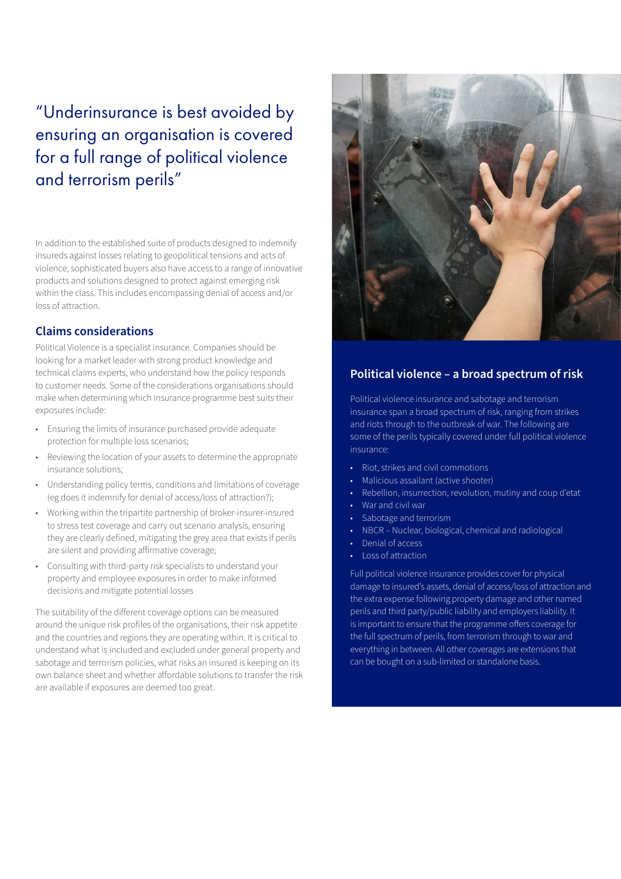"Underinsurance is best avoided by ensuring an organisation is covered for a full range of political violence and terrorism perils"

In addition to the established suite of products designed to indemnify insureds against losses relating to geopolitical tensions and acts of violence, sophisticated buyers also have access to a range of innovative products and solutions designed to protect against emerging risk within the class. This includes encompassing denial of access and/or loss of attraction.

## Claims considerations

Political Violence is a specialist insurance. Companies should be looking for a market leader with strong product knowledge and technical claims experts, who understand how the policy responds to customer needs. Some of the considerations organisations should make when determining which insurance programme best suits their exposures include:

- Ensuring the limits of insurance purchased provide adequate protection for multiple loss scenarios;
- Reviewing the location of your assets to determine the appropriate insurance solutions;
- Understanding policy terms, conditions and limitations of coverage (eg does it indemnify for denial of access/loss of attraction?);
- Working within the tripartite partnership of broker-insurer-insured to stress test coverage and carry out scenario analysis, ensuring they are clearly defined, mitigating the grey area that exists if perils are silent and providing affirmative coverage;
- Consulting with third-party risk specialists to understand your property and employee exposures in order to make informed decisions and mitigate potential losses

The suitability of the different coverage options can be measured around the unique risk profiles of the organisations, their risk appetite and the countries and regions they are operating within. It is critical to understand what is included and excluded under general property and sabotage and terrorism policies, what risks an insured is keeping on its own balance sheet and whether affordable solutions to transfer the risk are available if exposures are deemed too great.

## Political violence – a broad spectrum of risk

Political violence insurance and sabotage and terrorism insurance span a broad spectrum of risk, ranging from strikes and riots through to the outbreak of war. The following are some of the perils typically covered under full political violence insurance:

- Riot, strikes and civil commotions
- Malicious assailant (active shooter)
- Rebellion, insurrection, revolution, mutiny and coup d'etat
- War and civil war
- Sabotage and terrorism
- NBCR – Nuclear, biological, chemical and radiological
- Denial of access
- Loss of attraction

Full political violence insurance provides cover for physical damage to insured's assets, denial of access/loss of attraction and the extra expense following property damage and other named perils and third party/public liability and employers liability. It is important to ensure that the programme offers coverage for the full spectrum of perils, from terrorism through to war and everything in between. All other coverages are extensions that can be bought on a sub-limited or standalone basis.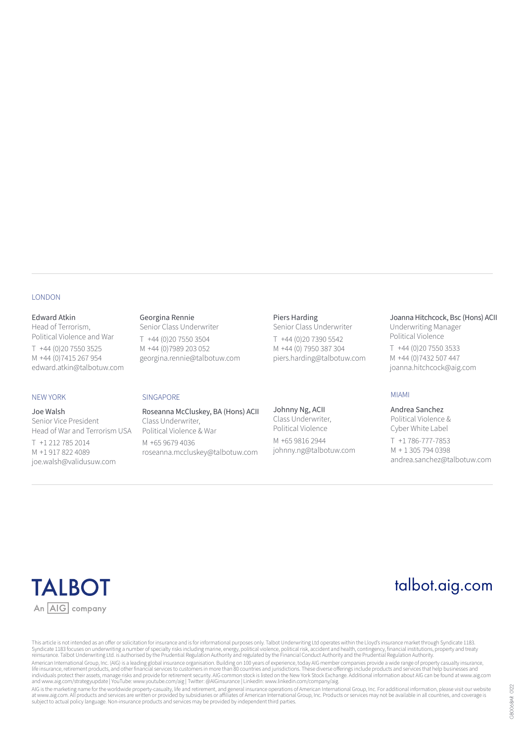## LONDON

**Edward Atkin**
Head of Terrorism,
Political Violence and War
T +44 (0)20 7550 3525
M +44 (0)7415 267 954
edward.atkin@talbotuw.com

**Georgina Rennie**
Senior Class Underwriter
T +44 (0)20 7550 3504
M +44 (0)7989 203 052
georgina.rennie@talbotuw.com

**Piers Harding**
Senior Class Underwriter
T +44 (0)20 7390 5542
M +44 (0) 7950 387 304
piers.harding@talbotuw.com

**Joanna Hitchcock, Bsc (Hons) ACII**
Underwriting Manager
Political Violence
T +44 (0)20 7550 3533
M +44 (0)7432 507 447
joanna.hitchcock@aig.com

## NEW YORK

**Joe Walsh**
Senior Vice President
Head of War and Terrorism USA
T +1 212 785 2014
M +1 917 822 4089
joe.walsh@validusuw.com

## SINGAPORE

**Roseanna McCluskey, BA (Hons) ACII**
Class Underwriter,
Political Violence & War
M +65 9679 4036
roseanna.mccluskey@talbotuw.com

**Johnny Ng, ACII**
Class Underwriter,
Political Violence
M +65 9816 2944
johnny.ng@talbotuw.com

## MIAMI

**Andrea Sanchez**
Political Violence &
Cyber White Label
T +1 786-777-7853
M + 1 305 794 0398
andrea.sanchez@talbotuw.com

TALBOT
An AIG company

talbot.aig.com

This article is not intended as an offer or solicitation for insurance and is for informational purposes only. Talbot Underwriting Ltd operates within the Lloyd's insurance market through Syndicate 1183. Syndicate 1183 focuses on underwriting a number of specialty risks including marine, energy, political violence, political risk, accident and health, contingency, financial institutions, property and treaty reinsurance. Talbot Underwriting Ltd. is authorised by the Prudential Regulation Authority and regulated by the Financial Conduct Authority and the Prudential Regulation Authority.

American International Group, Inc. (AIG) is a leading global insurance organisation. Building on 100 years of experience, today AIG member companies provide a wide range of property casualty insurance, life insurance, retirement products, and other financial services to customers in more than 80 countries and jurisdictions. These diverse offerings include products and services that help businesses and individuals protect their assets, manage risks and provide for retirement security. AIG common stock is listed on the New York Stock Exchange. Additional information about AIG can be found at www.aig.com and www.aig.com/strategyupdate | YouTube: www.youtube.com/aig | Twitter: @AIGinsurance | LinkedIn: www.linkedin.com/company/aig.

AIG is the marketing name for the worldwide property-casualty, life and retirement, and general insurance operations of American International Group, Inc. For additional information, please visit our website at www.aig.com. All products and services are written or provided by subsidiaries or affiliates of American International Group, Inc. Products or services may not be available in all countries, and coverage is subject to actual policy language. Non-insurance products and services may be provided by independent third parties.

GB0068AR 0122